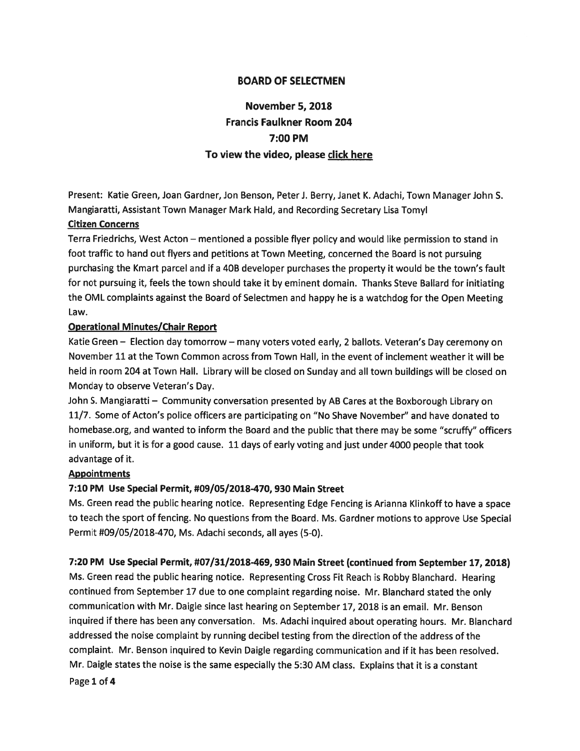# BOARD OF SELECTMEN

## November 5, 2018
## Francis Faulkner Room 204
## 7:00 PM
## To view the video, please click here

Present: Katie Green, Joan Gardner, Jon Benson, Peter J. Berry, Janet K. Adachi, Town Manager John S. Mangiaratti, Assistant Town Manager Mark Hald, and Recording Secretary Lisa Tomyl

**Citizen Concerns**

Terra Friedrichs, West Acton – mentioned a possible flyer policy and would like permission to stand in foot traffic to hand out flyers and petitions at Town Meeting, concerned the Board is not pursuing purchasing the Kmart parcel and if a 40B developer purchases the property it would be the town's fault for not pursuing it, feels the town should take it by eminent domain. Thanks Steve Ballard for initiating the OML complaints against the Board of Selectmen and happy he is a watchdog for the Open Meeting Law.

**Operational Minutes/Chair Report**

Katie Green – Election day tomorrow – many voters voted early, 2 ballots. Veteran's Day ceremony on November 11 at the Town Common across from Town Hall, in the event of inclement weather it will be held in room 204 at Town Hall. Library will be closed on Sunday and all town buildings will be closed on Monday to observe Veteran's Day.

John S. Mangiaratti – Community conversation presented by AB Cares at the Boxborough Library on 11/7. Some of Acton's police officers are participating on "No Shave November" and have donated to homebase.org, and wanted to inform the Board and the public that there may be some "scruffy" officers in uniform, but it is for a good cause. 11 days of early voting and just under 4000 people that took advantage of it.

**Appointments**

**7:10 PM Use Special Permit, #09/05/2018-470, 930 Main Street**

Ms. Green read the public hearing notice. Representing Edge Fencing is Arianna Klinkoff to have a space to teach the sport of fencing. No questions from the Board. Ms. Gardner motions to approve Use Special Permit #09/05/2018-470, Ms. Adachi seconds, all ayes (5-0).

**7:20 PM Use Special Permit, #07/31/2018-469, 930 Main Street (continued from September 17, 2018)**

Ms. Green read the public hearing notice. Representing Cross Fit Reach is Robby Blanchard. Hearing continued from September 17 due to one complaint regarding noise. Mr. Blanchard stated the only communication with Mr. Daigle since last hearing on September 17, 2018 is an email. Mr. Benson inquired if there has been any conversation. Ms. Adachi inquired about operating hours. Mr. Blanchard addressed the noise complaint by running decibel testing from the direction of the address of the complaint. Mr. Benson inquired to Kevin Daigle regarding communication and if it has been resolved. Mr. Daigle states the noise is the same especially the 5:30 AM class. Explains that it is a constant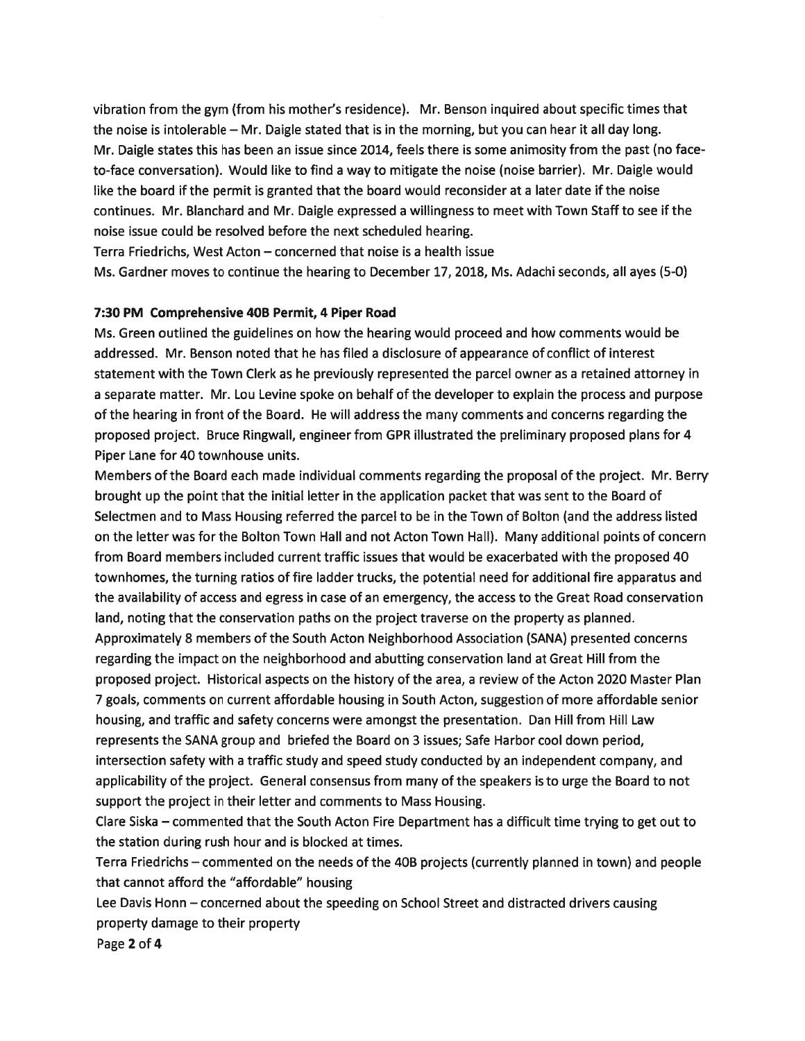vibration from the gym (from his mother's residence). Mr. Benson inquired about specific times that the noise is intolerable – Mr. Daigle stated that is in the morning, but you can hear it all day long. Mr. Daigle states this has been an issue since 2014, feels there is some animosity from the past (no face-to-face conversation). Would like to find a way to mitigate the noise (noise barrier). Mr. Daigle would like the board if the permit is granted that the board would reconsider at a later date if the noise continues. Mr. Blanchard and Mr. Daigle expressed a willingness to meet with Town Staff to see if the noise issue could be resolved before the next scheduled hearing.

Terra Friedrichs, West Acton – concerned that noise is a health issue

Ms. Gardner moves to continue the hearing to December 17, 2018, Ms. Adachi seconds, all ayes (5-0)

**7:30 PM Comprehensive 40B Permit, 4 Piper Road**

Ms. Green outlined the guidelines on how the hearing would proceed and how comments would be addressed. Mr. Benson noted that he has filed a disclosure of appearance of conflict of interest statement with the Town Clerk as he previously represented the parcel owner as a retained attorney in a separate matter. Mr. Lou Levine spoke on behalf of the developer to explain the process and purpose of the hearing in front of the Board. He will address the many comments and concerns regarding the proposed project. Bruce Ringwall, engineer from GPR illustrated the preliminary proposed plans for 4 Piper Lane for 40 townhouse units.

Members of the Board each made individual comments regarding the proposal of the project. Mr. Berry brought up the point that the initial letter in the application packet that was sent to the Board of Selectmen and to Mass Housing referred the parcel to be in the Town of Bolton (and the address listed on the letter was for the Bolton Town Hall and not Acton Town Hall). Many additional points of concern from Board members included current traffic issues that would be exacerbated with the proposed 40 townhomes, the turning ratios of fire ladder trucks, the potential need for additional fire apparatus and the availability of access and egress in case of an emergency, the access to the Great Road conservation land, noting that the conservation paths on the project traverse on the property as planned.

Approximately 8 members of the South Acton Neighborhood Association (SANA) presented concerns regarding the impact on the neighborhood and abutting conservation land at Great Hill from the proposed project. Historical aspects on the history of the area, a review of the Acton 2020 Master Plan 7 goals, comments on current affordable housing in South Acton, suggestion of more affordable senior housing, and traffic and safety concerns were amongst the presentation. Dan Hill from Hill Law represents the SANA group and briefed the Board on 3 issues; Safe Harbor cool down period, intersection safety with a traffic study and speed study conducted by an independent company, and applicability of the project. General consensus from many of the speakers is to urge the Board to not support the project in their letter and comments to Mass Housing.

Clare Siska – commented that the South Acton Fire Department has a difficult time trying to get out to the station during rush hour and is blocked at times.

Terra Friedrichs – commented on the needs of the 40B projects (currently planned in town) and people that cannot afford the "affordable" housing

Lee Davis Honn – concerned about the speeding on School Street and distracted drivers causing property damage to their property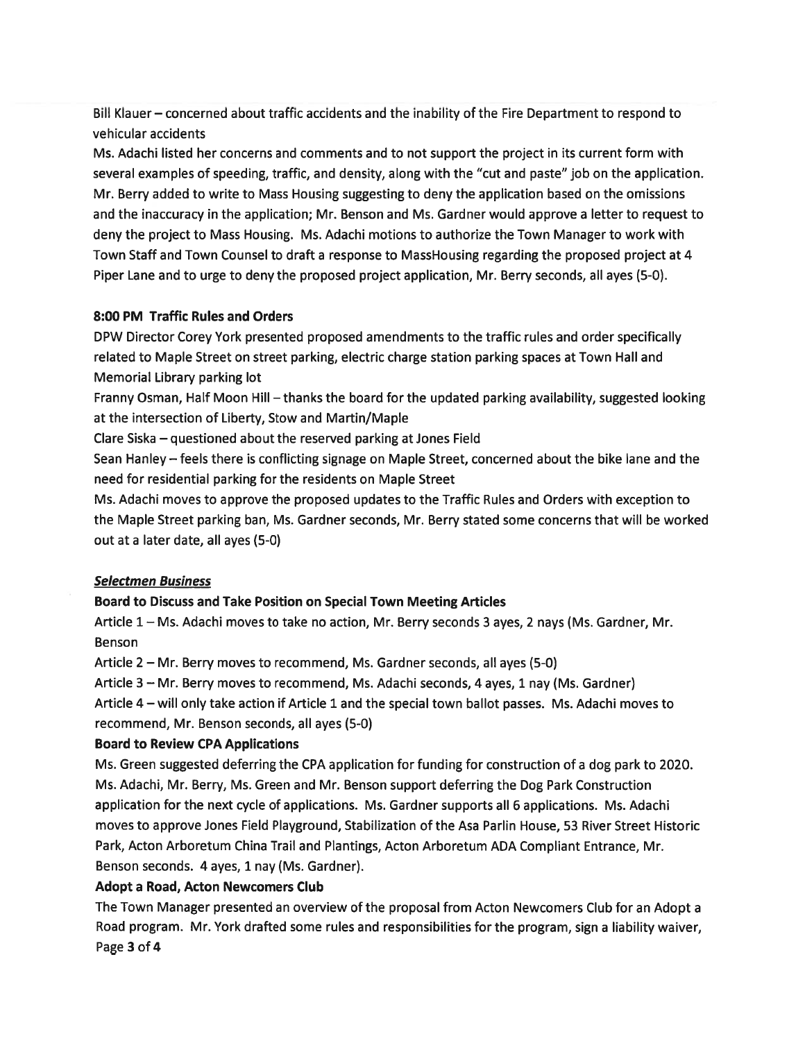Bill Klauer – concerned about traffic accidents and the inability of the Fire Department to respond to vehicular accidents

Ms. Adachi listed her concerns and comments and to not support the project in its current form with several examples of speeding, traffic, and density, along with the "cut and paste" job on the application. Mr. Berry added to write to Mass Housing suggesting to deny the application based on the omissions and the inaccuracy in the application; Mr. Benson and Ms. Gardner would approve a letter to request to deny the project to Mass Housing. Ms. Adachi motions to authorize the Town Manager to work with Town Staff and Town Counsel to draft a response to MassHousing regarding the proposed project at 4 Piper Lane and to urge to deny the proposed project application, Mr. Berry seconds, all ayes (5-0).

**8:00 PM Traffic Rules and Orders**

DPW Director Corey York presented proposed amendments to the traffic rules and order specifically related to Maple Street on street parking, electric charge station parking spaces at Town Hall and Memorial Library parking lot

Franny Osman, Half Moon Hill – thanks the board for the updated parking availability, suggested looking at the intersection of Liberty, Stow and Martin/Maple

Clare Siska – questioned about the reserved parking at Jones Field

Sean Hanley – feels there is conflicting signage on Maple Street, concerned about the bike lane and the need for residential parking for the residents on Maple Street

Ms. Adachi moves to approve the proposed updates to the Traffic Rules and Orders with exception to the Maple Street parking ban, Ms. Gardner seconds, Mr. Berry stated some concerns that will be worked out at a later date, all ayes (5-0)

***Selectmen Business***

**Board to Discuss and Take Position on Special Town Meeting Articles**

Article 1 – Ms. Adachi moves to take no action, Mr. Berry seconds 3 ayes, 2 nays (Ms. Gardner, Mr. Benson

Article 2 – Mr. Berry moves to recommend, Ms. Gardner seconds, all ayes (5-0)

Article 3 – Mr. Berry moves to recommend, Ms. Adachi seconds, 4 ayes, 1 nay (Ms. Gardner)

Article 4 – will only take action if Article 1 and the special town ballot passes. Ms. Adachi moves to recommend, Mr. Benson seconds, all ayes (5-0)

**Board to Review CPA Applications**

Ms. Green suggested deferring the CPA application for funding for construction of a dog park to 2020. Ms. Adachi, Mr. Berry, Ms. Green and Mr. Benson support deferring the Dog Park Construction application for the next cycle of applications. Ms. Gardner supports all 6 applications. Ms. Adachi moves to approve Jones Field Playground, Stabilization of the Asa Parlin House, 53 River Street Historic Park, Acton Arboretum China Trail and Plantings, Acton Arboretum ADA Compliant Entrance, Mr. Benson seconds. 4 ayes, 1 nay (Ms. Gardner).

**Adopt a Road, Acton Newcomers Club**

The Town Manager presented an overview of the proposal from Acton Newcomers Club for an Adopt a Road program. Mr. York drafted some rules and responsibilities for the program, sign a liability waiver,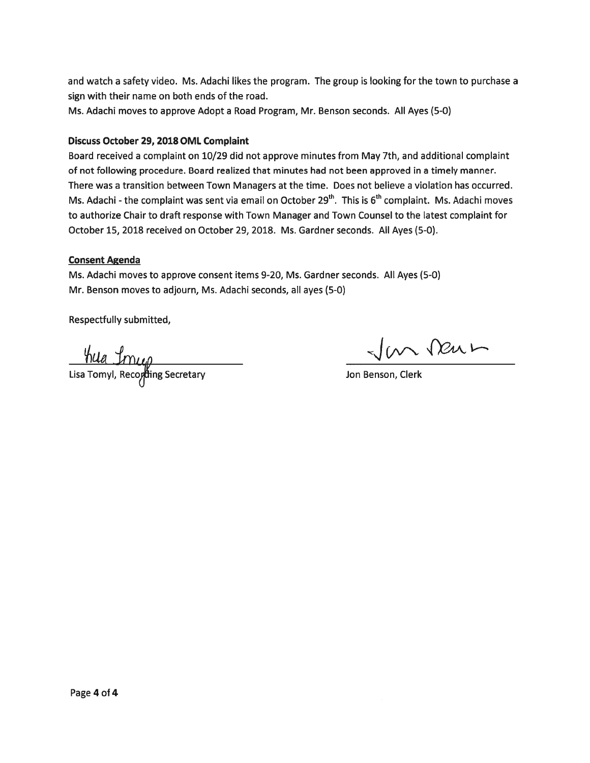and watch a safety video. Ms. Adachi likes the program. The group is looking for the town to purchase a sign with their name on both ends of the road.

Ms. Adachi moves to approve Adopt a Road Program, Mr. Benson seconds. All Ayes (5-0)

**Discuss October 29, 2018 OML Complaint**

Board received a complaint on 10/29 did not approve minutes from May 7th, and additional complaint of not following procedure. Board realized that minutes had not been approved in a timely manner. There was a transition between Town Managers at the time. Does not believe a violation has occurred. Ms. Adachi - the complaint was sent via email on October 29th. This is 6th complaint. Ms. Adachi moves to authorize Chair to draft response with Town Manager and Town Counsel to the latest complaint for October 15, 2018 received on October 29, 2018. Ms. Gardner seconds. All Ayes (5-0).

**Consent Agenda**

Ms. Adachi moves to approve consent items 9-20, Ms. Gardner seconds. All Ayes (5-0)

Mr. Benson moves to adjourn, Ms. Adachi seconds, all ayes (5-0)

Respectfully submitted,

Lisa Tomyl, Recording Secretary

Jon Benson, Clerk